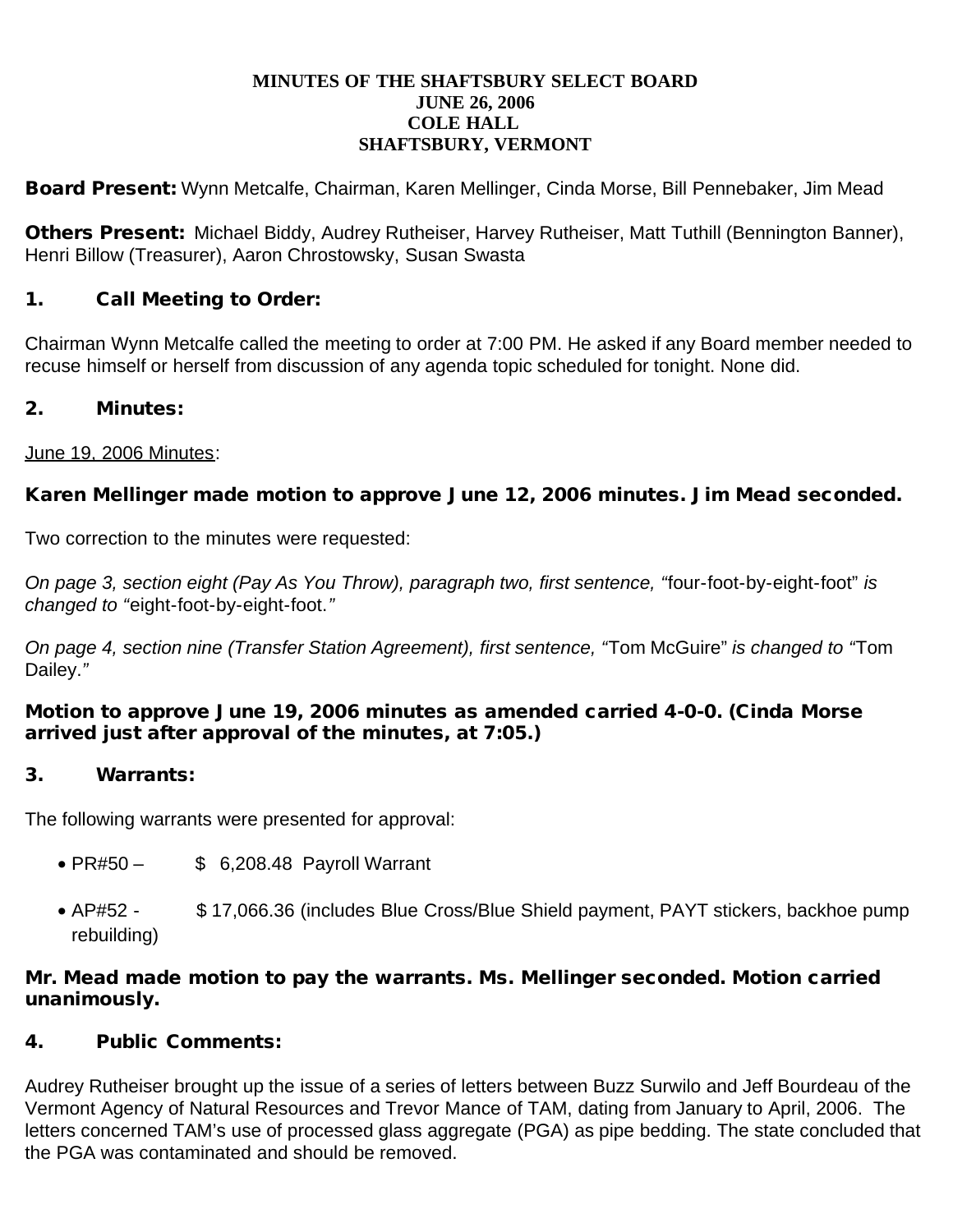**MINUTES OF THE SHAFTSBURY SELECT BOARD**
**JUNE 26, 2006**
**COLE HALL**
**SHAFTSBURY, VERMONT**

**Board Present:** Wynn Metcalfe, Chairman, Karen Mellinger, Cinda Morse, Bill Pennebaker, Jim Mead

**Others Present:** Michael Biddy, Audrey Rutheiser, Harvey Rutheiser, Matt Tuthill (Bennington Banner), Henri Billow (Treasurer), Aaron Chrostowsky, Susan Swasta

## 1. Call Meeting to Order:

Chairman Wynn Metcalfe called the meeting to order at 7:00 PM. He asked if any Board member needed to recuse himself or herself from discussion of any agenda topic scheduled for tonight. None did.

## 2. Minutes:

June 19, 2006 Minutes:

**Karen Mellinger made motion to approve June 12, 2006 minutes. Jim Mead seconded.**

Two correction to the minutes were requested:

*On page 3, section eight (Pay As You Throw), paragraph two, first sentence, "*four-foot-by-eight-foot" *is changed to "*eight-foot-by-eight-foot.*"*

*On page 4, section nine (Transfer Station Agreement), first sentence, "*Tom McGuire" *is changed to "*Tom Dailey.*"*

**Motion to approve June 19, 2006 minutes as amended carried 4-0-0. (Cinda Morse arrived just after approval of the minutes, at 7:05.)**

## 3. Warrants:

The following warrants were presented for approval:

- PR#50 – $ 6,208.48 Payroll Warrant
- AP#52 - $ 17,066.36 (includes Blue Cross/Blue Shield payment, PAYT stickers, backhoe pump rebuilding)

**Mr. Mead made motion to pay the warrants. Ms. Mellinger seconded. Motion carried unanimously.**

## 4. Public Comments:

Audrey Rutheiser brought up the issue of a series of letters between Buzz Surwilo and Jeff Bourdeau of the Vermont Agency of Natural Resources and Trevor Mance of TAM, dating from January to April, 2006. The letters concerned TAM's use of processed glass aggregate (PGA) as pipe bedding. The state concluded that the PGA was contaminated and should be removed.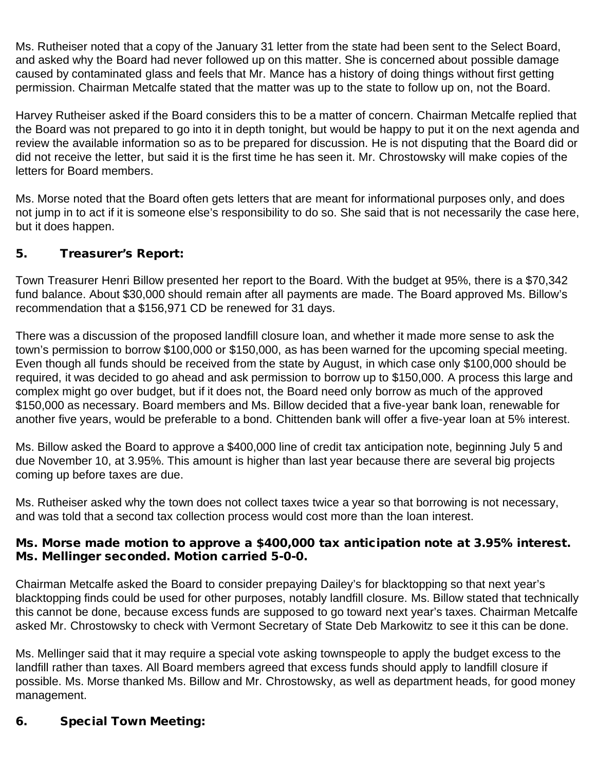Ms. Rutheiser noted that a copy of the January 31 letter from the state had been sent to the Select Board, and asked why the Board had never followed up on this matter. She is concerned about possible damage caused by contaminated glass and feels that Mr. Mance has a history of doing things without first getting permission. Chairman Metcalfe stated that the matter was up to the state to follow up on, not the Board.

Harvey Rutheiser asked if the Board considers this to be a matter of concern. Chairman Metcalfe replied that the Board was not prepared to go into it in depth tonight, but would be happy to put it on the next agenda and review the available information so as to be prepared for discussion. He is not disputing that the Board did or did not receive the letter, but said it is the first time he has seen it. Mr. Chrostowsky will make copies of the letters for Board members.

Ms. Morse noted that the Board often gets letters that are meant for informational purposes only, and does not jump in to act if it is someone else's responsibility to do so. She said that is not necessarily the case here, but it does happen.

## 5. Treasurer's Report:

Town Treasurer Henri Billow presented her report to the Board. With the budget at 95%, there is a $70,342 fund balance. About $30,000 should remain after all payments are made. The Board approved Ms. Billow's recommendation that a $156,971 CD be renewed for 31 days.

There was a discussion of the proposed landfill closure loan, and whether it made more sense to ask the town's permission to borrow $100,000 or $150,000, as has been warned for the upcoming special meeting. Even though all funds should be received from the state by August, in which case only $100,000 should be required, it was decided to go ahead and ask permission to borrow up to $150,000. A process this large and complex might go over budget, but if it does not, the Board need only borrow as much of the approved $150,000 as necessary. Board members and Ms. Billow decided that a five-year bank loan, renewable for another five years, would be preferable to a bond. Chittenden bank will offer a five-year loan at 5% interest.

Ms. Billow asked the Board to approve a $400,000 line of credit tax anticipation note, beginning July 5 and due November 10, at 3.95%. This amount is higher than last year because there are several big projects coming up before taxes are due.

Ms. Rutheiser asked why the town does not collect taxes twice a year so that borrowing is not necessary, and was told that a second tax collection process would cost more than the loan interest.

**Ms. Morse made motion to approve a $400,000 tax anticipation note at 3.95% interest. Ms. Mellinger seconded. Motion carried 5-0-0.**

Chairman Metcalfe asked the Board to consider prepaying Dailey's for blacktopping so that next year's blacktopping finds could be used for other purposes, notably landfill closure. Ms. Billow stated that technically this cannot be done, because excess funds are supposed to go toward next year's taxes. Chairman Metcalfe asked Mr. Chrostowsky to check with Vermont Secretary of State Deb Markowitz to see it this can be done.

Ms. Mellinger said that it may require a special vote asking townspeople to apply the budget excess to the landfill rather than taxes. All Board members agreed that excess funds should apply to landfill closure if possible. Ms. Morse thanked Ms. Billow and Mr. Chrostowsky, as well as department heads, for good money management.

## 6. Special Town Meeting: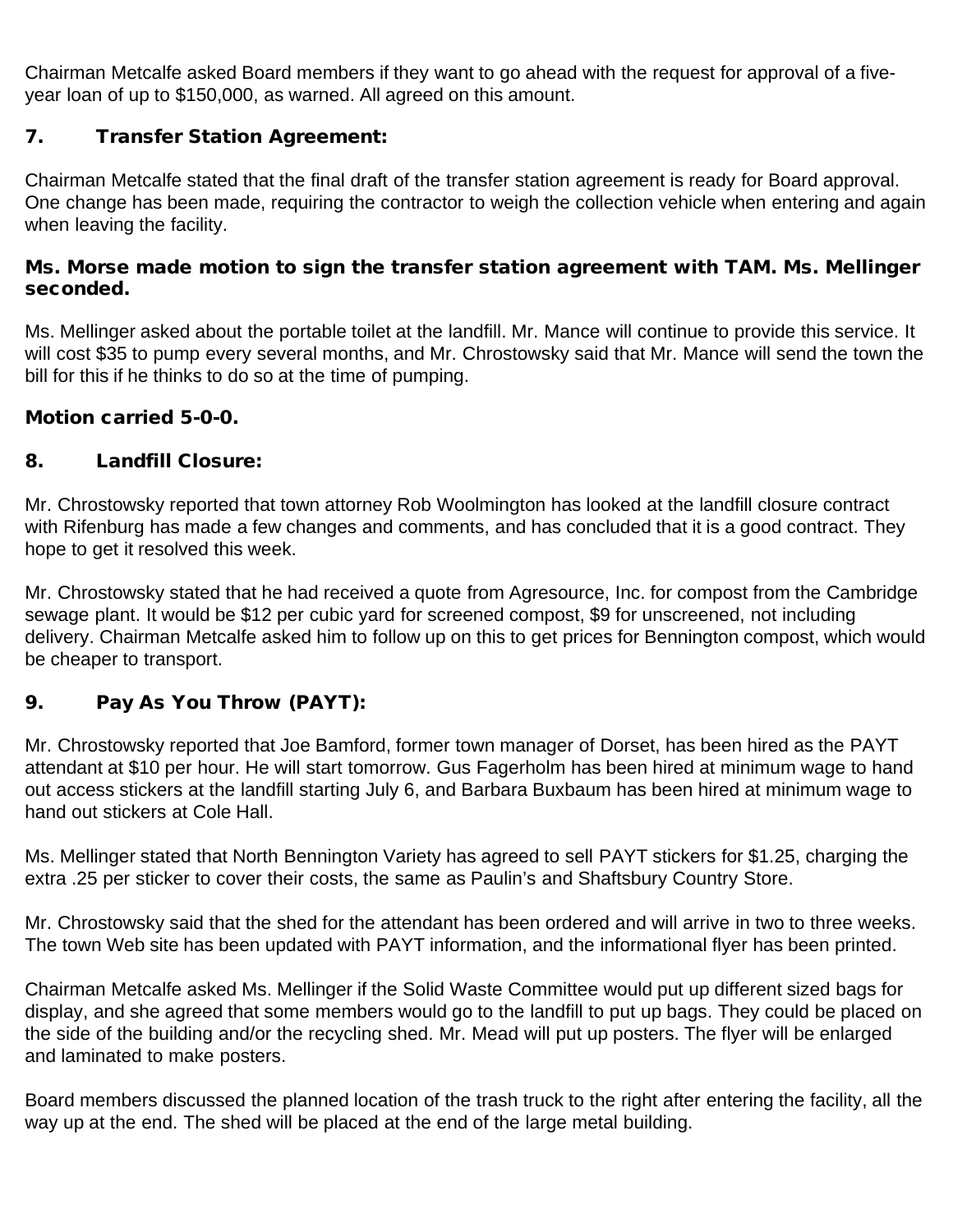Chairman Metcalfe asked Board members if they want to go ahead with the request for approval of a five-year loan of up to $150,000, as warned. All agreed on this amount.

## 7. Transfer Station Agreement:

Chairman Metcalfe stated that the final draft of the transfer station agreement is ready for Board approval. One change has been made, requiring the contractor to weigh the collection vehicle when entering and again when leaving the facility.

**Ms. Morse made motion to sign the transfer station agreement with TAM. Ms. Mellinger seconded.**

Ms. Mellinger asked about the portable toilet at the landfill. Mr. Mance will continue to provide this service. It will cost $35 to pump every several months, and Mr. Chrostowsky said that Mr. Mance will send the town the bill for this if he thinks to do so at the time of pumping.

**Motion carried 5-0-0.**

## 8. Landfill Closure:

Mr. Chrostowsky reported that town attorney Rob Woolmington has looked at the landfill closure contract with Rifenburg has made a few changes and comments, and has concluded that it is a good contract. They hope to get it resolved this week.

Mr. Chrostowsky stated that he had received a quote from Agresource, Inc. for compost from the Cambridge sewage plant. It would be $12 per cubic yard for screened compost, $9 for unscreened, not including delivery. Chairman Metcalfe asked him to follow up on this to get prices for Bennington compost, which would be cheaper to transport.

## 9. Pay As You Throw (PAYT):

Mr. Chrostowsky reported that Joe Bamford, former town manager of Dorset, has been hired as the PAYT attendant at $10 per hour. He will start tomorrow. Gus Fagerholm has been hired at minimum wage to hand out access stickers at the landfill starting July 6, and Barbara Buxbaum has been hired at minimum wage to hand out stickers at Cole Hall.

Ms. Mellinger stated that North Bennington Variety has agreed to sell PAYT stickers for $1.25, charging the extra .25 per sticker to cover their costs, the same as Paulin's and Shaftsbury Country Store.

Mr. Chrostowsky said that the shed for the attendant has been ordered and will arrive in two to three weeks. The town Web site has been updated with PAYT information, and the informational flyer has been printed.

Chairman Metcalfe asked Ms. Mellinger if the Solid Waste Committee would put up different sized bags for display, and she agreed that some members would go to the landfill to put up bags. They could be placed on the side of the building and/or the recycling shed. Mr. Mead will put up posters. The flyer will be enlarged and laminated to make posters.

Board members discussed the planned location of the trash truck to the right after entering the facility, all the way up at the end. The shed will be placed at the end of the large metal building.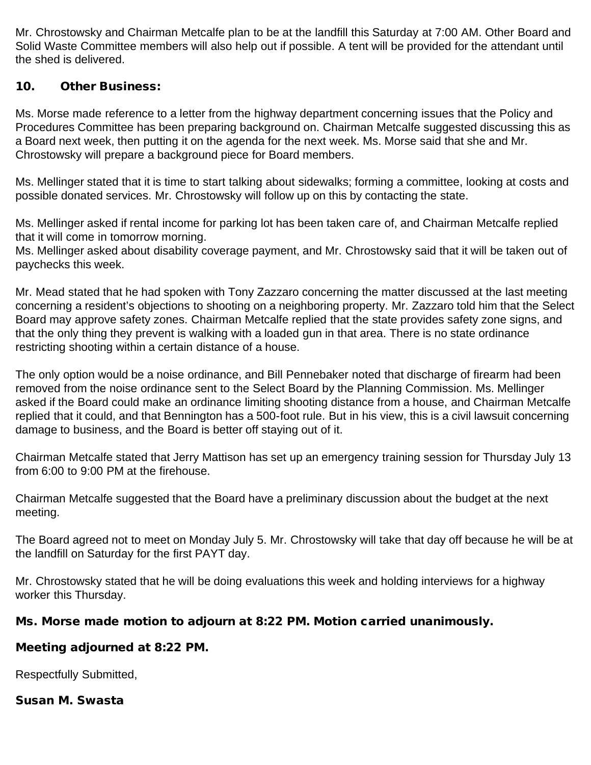Mr. Chrostowsky and Chairman Metcalfe plan to be at the landfill this Saturday at 7:00 AM. Other Board and Solid Waste Committee members will also help out if possible. A tent will be provided for the attendant until the shed is delivered.

## 10. Other Business:

Ms. Morse made reference to a letter from the highway department concerning issues that the Policy and Procedures Committee has been preparing background on. Chairman Metcalfe suggested discussing this as a Board next week, then putting it on the agenda for the next week. Ms. Morse said that she and Mr. Chrostowsky will prepare a background piece for Board members.

Ms. Mellinger stated that it is time to start talking about sidewalks; forming a committee, looking at costs and possible donated services. Mr. Chrostowsky will follow up on this by contacting the state.

Ms. Mellinger asked if rental income for parking lot has been taken care of, and Chairman Metcalfe replied that it will come in tomorrow morning.
Ms. Mellinger asked about disability coverage payment, and Mr. Chrostowsky said that it will be taken out of paychecks this week.

Mr. Mead stated that he had spoken with Tony Zazzaro concerning the matter discussed at the last meeting concerning a resident's objections to shooting on a neighboring property. Mr. Zazzaro told him that the Select Board may approve safety zones. Chairman Metcalfe replied that the state provides safety zone signs, and that the only thing they prevent is walking with a loaded gun in that area. There is no state ordinance restricting shooting within a certain distance of a house.

The only option would be a noise ordinance, and Bill Pennebaker noted that discharge of firearm had been removed from the noise ordinance sent to the Select Board by the Planning Commission. Ms. Mellinger asked if the Board could make an ordinance limiting shooting distance from a house, and Chairman Metcalfe replied that it could, and that Bennington has a 500-foot rule. But in his view, this is a civil lawsuit concerning damage to business, and the Board is better off staying out of it.

Chairman Metcalfe stated that Jerry Mattison has set up an emergency training session for Thursday July 13 from 6:00 to 9:00 PM at the firehouse.

Chairman Metcalfe suggested that the Board have a preliminary discussion about the budget at the next meeting.

The Board agreed not to meet on Monday July 5. Mr. Chrostowsky will take that day off because he will be at the landfill on Saturday for the first PAYT day.

Mr. Chrostowsky stated that he will be doing evaluations this week and holding interviews for a highway worker this Thursday.

**Ms. Morse made motion to adjourn at 8:22 PM. Motion carried unanimously.**

**Meeting adjourned at 8:22 PM.**

Respectfully Submitted,

**Susan M. Swasta**